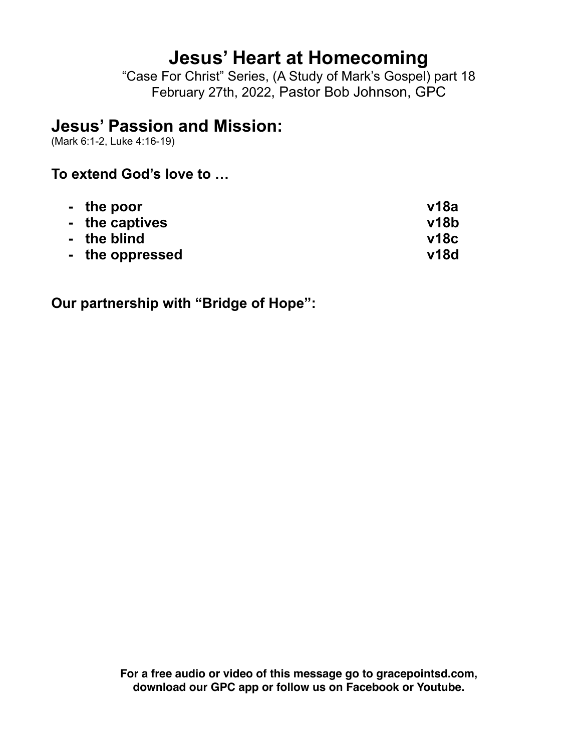# Jesus' Heart at Homecoming

"Case For Christ" Series, (A Study of Mark's Gospel) part 18
February 27th, 2022, Pastor Bob Johnson, GPC

## Jesus' Passion and Mission:

(Mark 6:1-2, Luke 4:16-19)

**To extend God's love to …**

- **the poor** **v18a**
- **the captives** **v18b**
- **the blind** **v18c**
- **the oppressed** **v18d**

**Our partnership with "Bridge of Hope":**

**For a free audio or video of this message go to gracepointsd.com, download our GPC app or follow us on Facebook or Youtube.**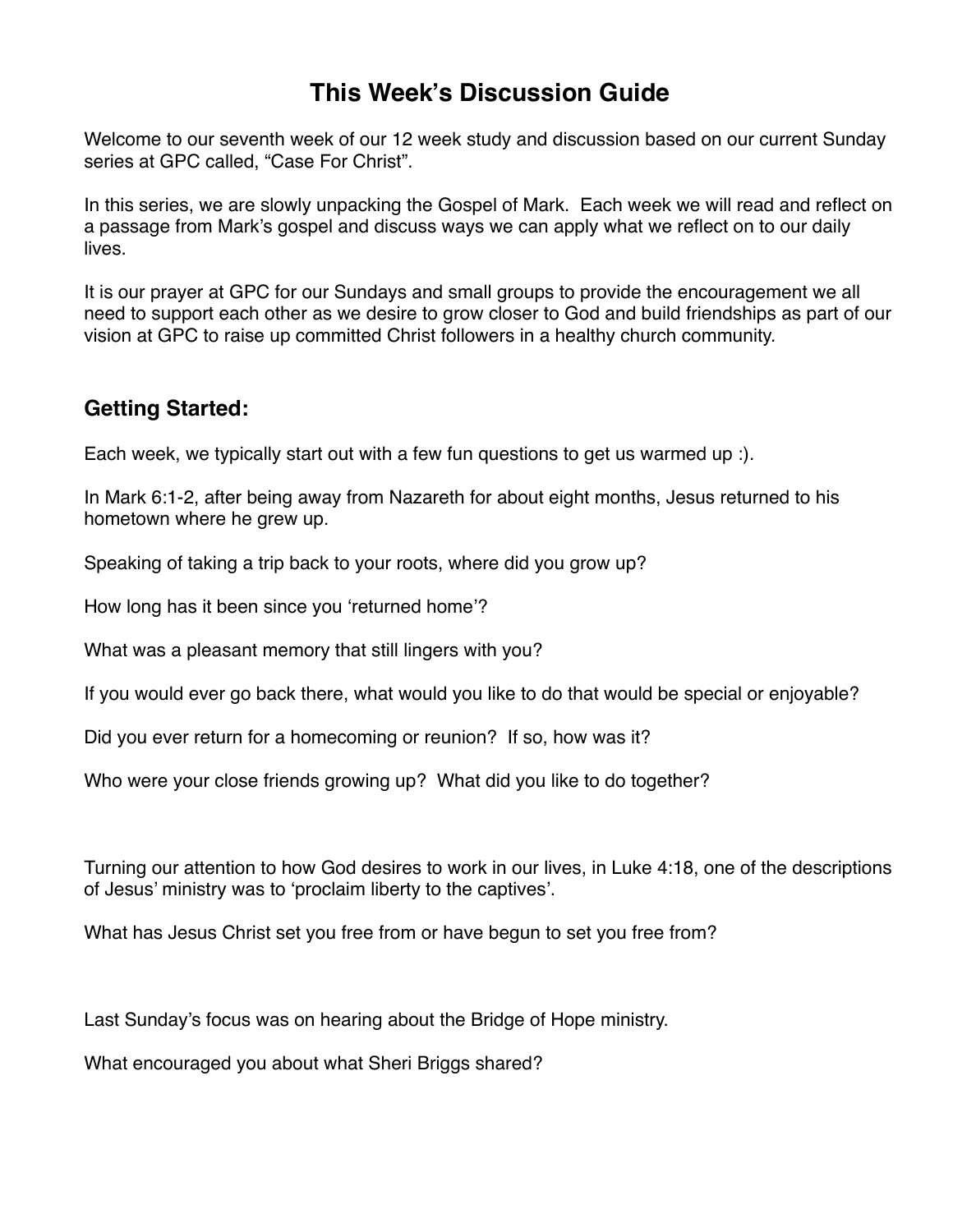# This Week's Discussion Guide

Welcome to our seventh week of our 12 week study and discussion based on our current Sunday series at GPC called, "Case For Christ".

In this series, we are slowly unpacking the Gospel of Mark. Each week we will read and reflect on a passage from Mark's gospel and discuss ways we can apply what we reflect on to our daily lives.

It is our prayer at GPC for our Sundays and small groups to provide the encouragement we all need to support each other as we desire to grow closer to God and build friendships as part of our vision at GPC to raise up committed Christ followers in a healthy church community.

## Getting Started:

Each week, we typically start out with a few fun questions to get us warmed up :).

In Mark 6:1-2, after being away from Nazareth for about eight months, Jesus returned to his hometown where he grew up.

Speaking of taking a trip back to your roots, where did you grow up?

How long has it been since you 'returned home'?

What was a pleasant memory that still lingers with you?

If you would ever go back there, what would you like to do that would be special or enjoyable?

Did you ever return for a homecoming or reunion? If so, how was it?

Who were your close friends growing up? What did you like to do together?

Turning our attention to how God desires to work in our lives, in Luke 4:18, one of the descriptions of Jesus' ministry was to 'proclaim liberty to the captives'.

What has Jesus Christ set you free from or have begun to set you free from?

Last Sunday's focus was on hearing about the Bridge of Hope ministry.

What encouraged you about what Sheri Briggs shared?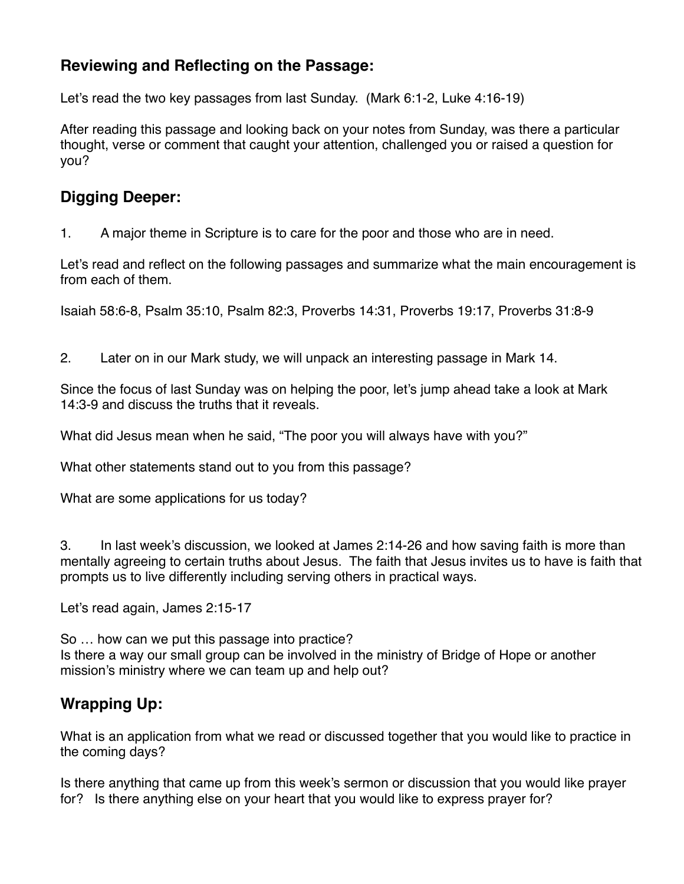## Reviewing and Reflecting on the Passage:

Let's read the two key passages from last Sunday. (Mark 6:1-2, Luke 4:16-19)

After reading this passage and looking back on your notes from Sunday, was there a particular thought, verse or comment that caught your attention, challenged you or raised a question for you?

## Digging Deeper:

1. A major theme in Scripture is to care for the poor and those who are in need.

Let's read and reflect on the following passages and summarize what the main encouragement is from each of them.

Isaiah 58:6-8, Psalm 35:10, Psalm 82:3, Proverbs 14:31, Proverbs 19:17, Proverbs 31:8-9

2. Later on in our Mark study, we will unpack an interesting passage in Mark 14.

Since the focus of last Sunday was on helping the poor, let's jump ahead take a look at Mark 14:3-9 and discuss the truths that it reveals.

What did Jesus mean when he said, "The poor you will always have with you?"

What other statements stand out to you from this passage?

What are some applications for us today?

3. In last week's discussion, we looked at James 2:14-26 and how saving faith is more than mentally agreeing to certain truths about Jesus. The faith that Jesus invites us to have is faith that prompts us to live differently including serving others in practical ways.

Let's read again, James 2:15-17

So … how can we put this passage into practice?
Is there a way our small group can be involved in the ministry of Bridge of Hope or another mission's ministry where we can team up and help out?

## Wrapping Up:

What is an application from what we read or discussed together that you would like to practice in the coming days?

Is there anything that came up from this week's sermon or discussion that you would like prayer for? Is there anything else on your heart that you would like to express prayer for?